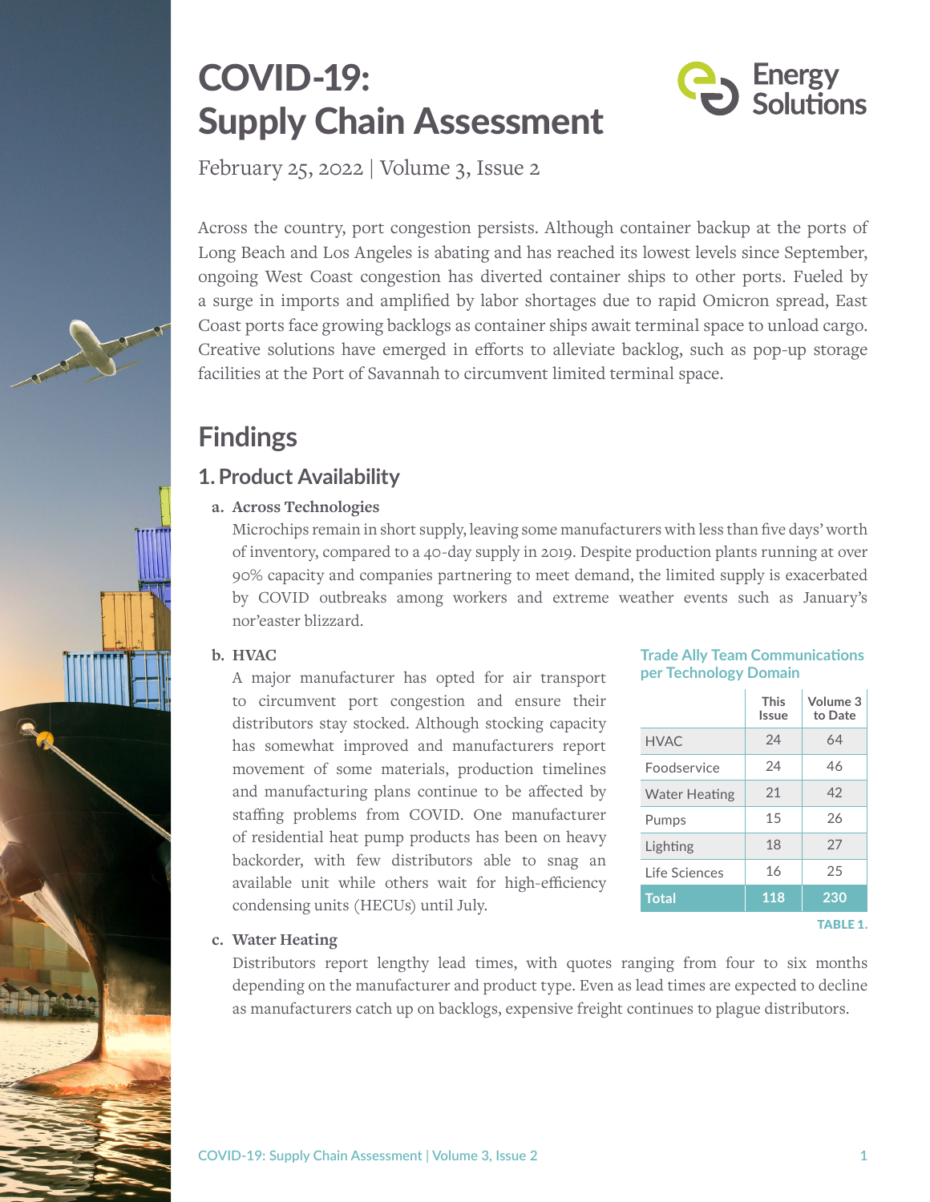# COVID-19: Supply Chain Assessment

February 25, 2022 | Volume 3, Issue 2

Across the country, port congestion persists. Although container backup at the ports of Long Beach and Los Angeles is abating and has reached its lowest levels since September, ongoing West Coast congestion has diverted container ships to other ports. Fueled by a surge in imports and amplified by labor shortages due to rapid Omicron spread, East Coast ports face growing backlogs as container ships await terminal space to unload cargo. Creative solutions have emerged in efforts to alleviate backlog, such as pop-up storage facilities at the Port of Savannah to circumvent limited terminal space.

## Findings

### 1. Product Availability

**a. Across Technologies**

Microchips remain in short supply, leaving some manufacturers with less than five days' worth of inventory, compared to a 40-day supply in 2019. Despite production plants running at over 90% capacity and companies partnering to meet demand, the limited supply is exacerbated by COVID outbreaks among workers and extreme weather events such as January's nor'easter blizzard.

**b. HVAC**

A major manufacturer has opted for air transport to circumvent port congestion and ensure their distributors stay stocked. Although stocking capacity has somewhat improved and manufacturers report movement of some materials, production timelines and manufacturing plans continue to be affected by staffing problems from COVID. One manufacturer of residential heat pump products has been on heavy backorder, with few distributors able to snag an available unit while others wait for high-efficiency condensing units (HECUs) until July.

**Trade Ally Team Communications per Technology Domain**

| | This Issue | Volume 3 to Date |
|---|---|---|
| HVAC | 24 | 64 |
| Foodservice | 24 | 46 |
| Water Heating | 21 | 42 |
| Pumps | 15 | 26 |
| Lighting | 18 | 27 |
| Life Sciences | 16 | 25 |
| **Total** | **118** | **230** |

TABLE 1.

**c. Water Heating**

Distributors report lengthy lead times, with quotes ranging from four to six months depending on the manufacturer and product type. Even as lead times are expected to decline as manufacturers catch up on backlogs, expensive freight continues to plague distributors.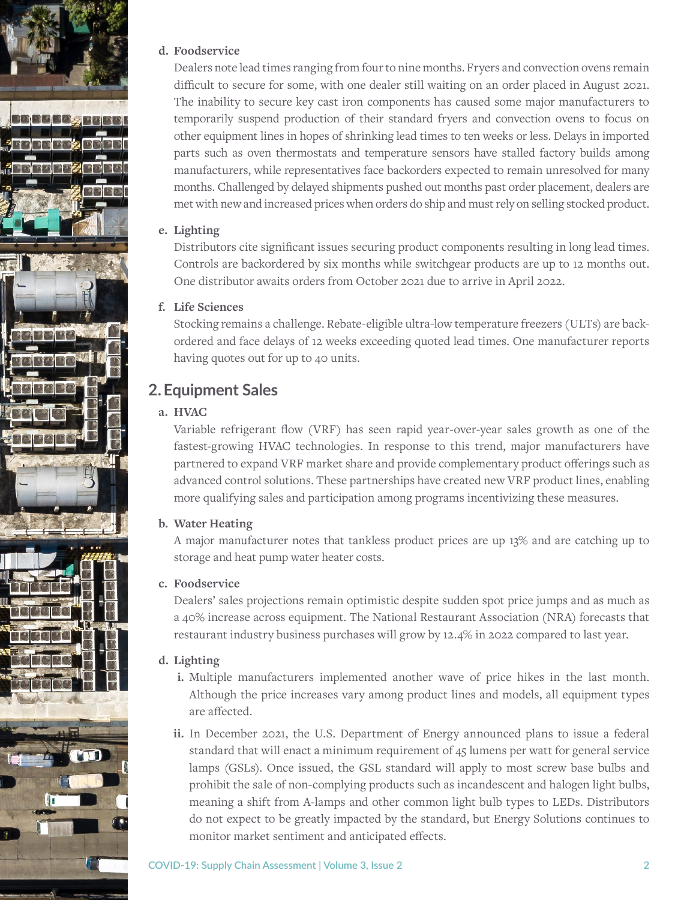**d. Foodservice**

Dealers note lead times ranging from four to nine months. Fryers and convection ovens remain difficult to secure for some, with one dealer still waiting on an order placed in August 2021. The inability to secure key cast iron components has caused some major manufacturers to temporarily suspend production of their standard fryers and convection ovens to focus on other equipment lines in hopes of shrinking lead times to ten weeks or less. Delays in imported parts such as oven thermostats and temperature sensors have stalled factory builds among manufacturers, while representatives face backorders expected to remain unresolved for many months. Challenged by delayed shipments pushed out months past order placement, dealers are met with new and increased prices when orders do ship and must rely on selling stocked product.

**e. Lighting**

Distributors cite significant issues securing product components resulting in long lead times. Controls are backordered by six months while switchgear products are up to 12 months out. One distributor awaits orders from October 2021 due to arrive in April 2022.

**f. Life Sciences**

Stocking remains a challenge. Rebate-eligible ultra-low temperature freezers (ULTs) are backordered and face delays of 12 weeks exceeding quoted lead times. One manufacturer reports having quotes out for up to 40 units.

## 2. Equipment Sales

**a. HVAC**

Variable refrigerant flow (VRF) has seen rapid year-over-year sales growth as one of the fastest-growing HVAC technologies. In response to this trend, major manufacturers have partnered to expand VRF market share and provide complementary product offerings such as advanced control solutions. These partnerships have created new VRF product lines, enabling more qualifying sales and participation among programs incentivizing these measures.

**b. Water Heating**

A major manufacturer notes that tankless product prices are up 13% and are catching up to storage and heat pump water heater costs.

**c. Foodservice**

Dealers' sales projections remain optimistic despite sudden spot price jumps and as much as a 40% increase across equipment. The National Restaurant Association (NRA) forecasts that restaurant industry business purchases will grow by 12.4% in 2022 compared to last year.

**d. Lighting**

i. Multiple manufacturers implemented another wave of price hikes in the last month. Although the price increases vary among product lines and models, all equipment types are affected.

ii. In December 2021, the U.S. Department of Energy announced plans to issue a federal standard that will enact a minimum requirement of 45 lumens per watt for general service lamps (GSLs). Once issued, the GSL standard will apply to most screw base bulbs and prohibit the sale of non-complying products such as incandescent and halogen light bulbs, meaning a shift from A-lamps and other common light bulb types to LEDs. Distributors do not expect to be greatly impacted by the standard, but Energy Solutions continues to monitor market sentiment and anticipated effects.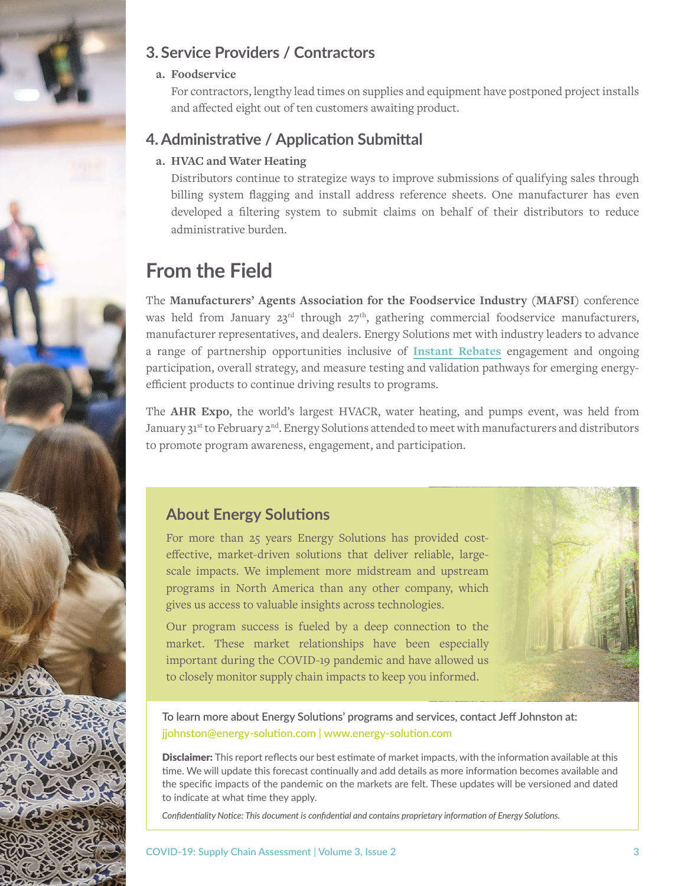## 3. Service Providers / Contractors

a. **Foodservice**

For contractors, lengthy lead times on supplies and equipment have postponed project installs and affected eight out of ten customers awaiting product.

## 4. Administrative / Application Submittal

a. **HVAC and Water Heating**

Distributors continue to strategize ways to improve submissions of qualifying sales through billing system flagging and install address reference sheets. One manufacturer has even developed a filtering system to submit claims on behalf of their distributors to reduce administrative burden.

# From the Field

The **Manufacturers' Agents Association for the Foodservice Industry** (**MAFSI**) conference was held from January 23rd through 27th, gathering commercial foodservice manufacturers, manufacturer representatives, and dealers. Energy Solutions met with industry leaders to advance a range of partnership opportunities inclusive of **Instant Rebates** engagement and ongoing participation, overall strategy, and measure testing and validation pathways for emerging energy-efficient products to continue driving results to programs.

The **AHR Expo**, the world's largest HVACR, water heating, and pumps event, was held from January 31st to February 2nd. Energy Solutions attended to meet with manufacturers and distributors to promote program awareness, engagement, and participation.

## About Energy Solutions

For more than 25 years Energy Solutions has provided cost-effective, market-driven solutions that deliver reliable, large-scale impacts. We implement more midstream and upstream programs in North America than any other company, which gives us access to valuable insights across technologies.

Our program success is fueled by a deep connection to the market. These market relationships have been especially important during the COVID-19 pandemic and have allowed us to closely monitor supply chain impacts to keep you informed.

To learn more about Energy Solutions' programs and services, contact Jeff Johnston at:
jjohnston@energy-solution.com | www.energy-solution.com

**Disclaimer:** This report reflects our best estimate of market impacts, with the information available at this time. We will update this forecast continually and add details as more information becomes available and the specific impacts of the pandemic on the markets are felt. These updates will be versioned and dated to indicate at what time they apply.

*Confidentiality Notice: This document is confidential and contains proprietary information of Energy Solutions.*